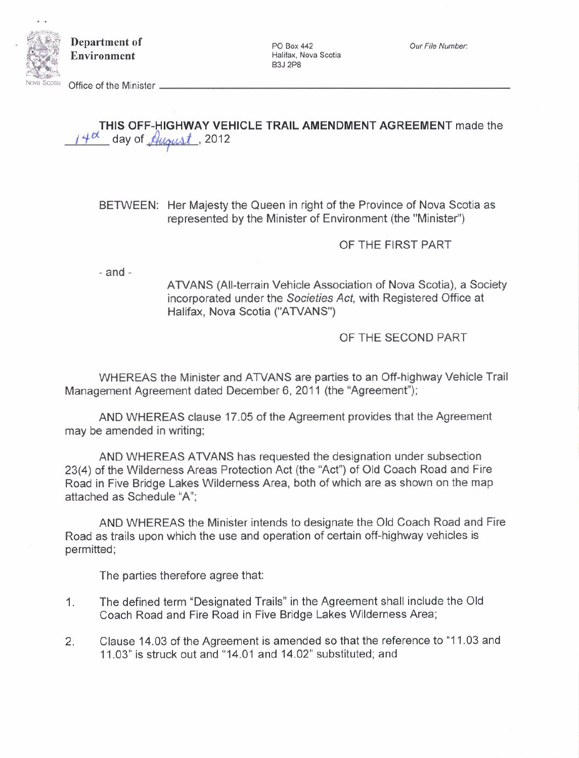**Department of Environment**

Office of the Minister

PO Box 442
Halifax, Nova Scotia
B3J 2P8

*Our File Number:*

**THIS OFF-HIGHWAY VEHICLE TRAIL AMENDMENT AGREEMENT** made the 14th day of August, 2012

BETWEEN: Her Majesty the Queen in right of the Province of Nova Scotia as represented by the Minister of Environment (the "Minister")

OF THE FIRST PART

\- and -

ATVANS (All-terrain Vehicle Association of Nova Scotia), a Society incorporated under the *Societies Act*, with Registered Office at Halifax, Nova Scotia ("ATVANS")

OF THE SECOND PART

WHEREAS the Minister and ATVANS are parties to an Off-highway Vehicle Trail Management Agreement dated December 6, 2011 (the "Agreement");

AND WHEREAS clause 17.05 of the Agreement provides that the Agreement may be amended in writing;

AND WHEREAS ATVANS has requested the designation under subsection 23(4) of the Wilderness Areas Protection Act (the "Act") of Old Coach Road and Fire Road in Five Bridge Lakes Wilderness Area, both of which are as shown on the map attached as Schedule "A";

AND WHEREAS the Minister intends to designate the Old Coach Road and Fire Road as trails upon which the use and operation of certain off-highway vehicles is permitted;

The parties therefore agree that:

1. The defined term "Designated Trails" in the Agreement shall include the Old Coach Road and Fire Road in Five Bridge Lakes Wilderness Area;
2. Clause 14.03 of the Agreement is amended so that the reference to "11.03 and 11.03" is struck out and "14.01 and 14.02" substituted; and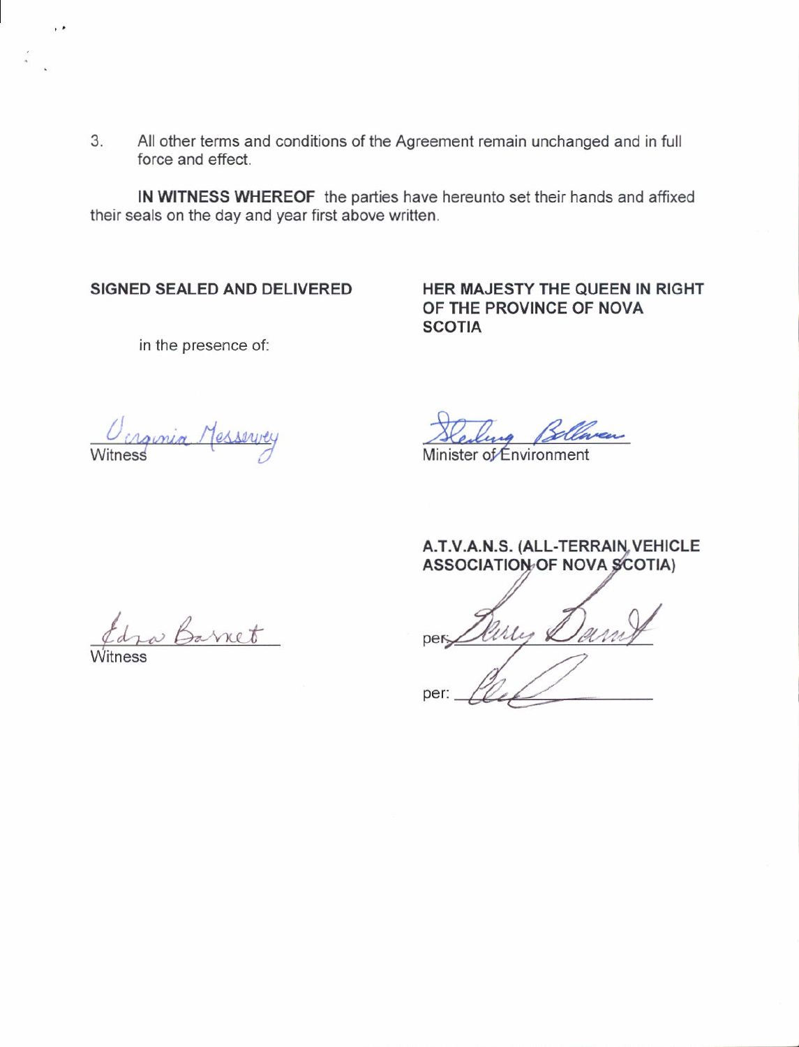3. All other terms and conditions of the Agreement remain unchanged and in full force and effect.

**IN WITNESS WHEREOF** the parties have hereunto set their hands and affixed their seals on the day and year first above written.

**SIGNED SEALED AND DELIVERED**

in the presence of:

**HER MAJESTY THE QUEEN IN RIGHT OF THE PROVINCE OF NOVA SCOTIA**

Virginia Messervey
Witness

Sterling Belliveau
Minister of Environment

**A.T.V.A.N.S. (ALL-TERRAIN VEHICLE ASSOCIATION OF NOVA SCOTIA)**

Edna Barnet
Witness

per: Barry Barnet

per: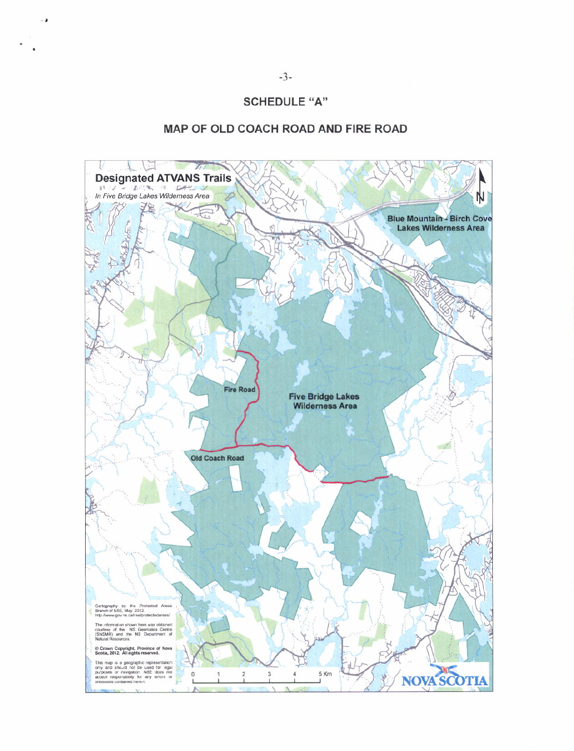# SCHEDULE "A"

## MAP OF OLD COACH ROAD AND FIRE ROAD

**Designated ATVANS Trails**

*In Five Bridge Lakes Wilderness Area*

N

Blue Mountain - Birch Cove Lakes Wilderness Area

Fire Road

Five Bridge Lakes Wilderness Area

Old Coach Road

Cartography by the Protected Areas Branch of NSE, May 2012.
http://www.gov.ns.ca/nse/protectedareas/

The information shown here was obtained courtesy of the NS Geomatics Centre (SNSMR) and the NS Department of Natural Resources.

**© Crown Copyright, Province of Nova Scotia, 2012. All rights reserved.**

This map is a geographic representation only and should not be used for legal purposes or navigation. NSE does not accept responsibility for any errors or omissions contained herein.

0 1 2 3 4 5 Km

NOVA SCOTIA